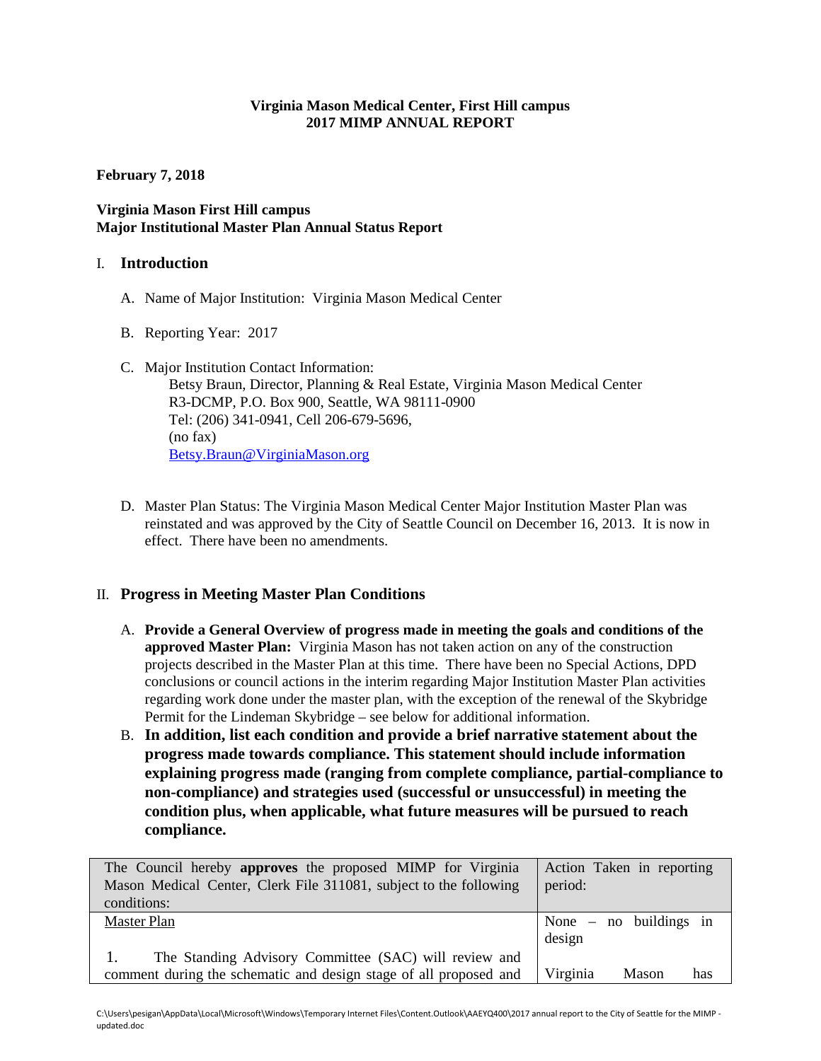**Virginia Mason Medical Center, First Hill campus**
**2017 MIMP ANNUAL REPORT**

**February 7, 2018**

**Virginia Mason First Hill campus**
**Major Institutional Master Plan Annual Status Report**

## I. Introduction

A. Name of Major Institution: Virginia Mason Medical Center

B. Reporting Year: 2017

C. Major Institution Contact Information:
Betsy Braun, Director, Planning & Real Estate, Virginia Mason Medical Center
R3-DCMP, P.O. Box 900, Seattle, WA 98111-0900
Tel: (206) 341-0941, Cell 206-679-5696,
(no fax)
Betsy.Braun@VirginiaMason.org

D. Master Plan Status: The Virginia Mason Medical Center Major Institution Master Plan was reinstated and was approved by the City of Seattle Council on December 16, 2013. It is now in effect. There have been no amendments.

## II. Progress in Meeting Master Plan Conditions

A. **Provide a General Overview of progress made in meeting the goals and conditions of the approved Master Plan:** Virginia Mason has not taken action on any of the construction projects described in the Master Plan at this time. There have been no Special Actions, DPD conclusions or council actions in the interim regarding Major Institution Master Plan activities regarding work done under the master plan, with the exception of the renewal of the Skybridge Permit for the Lindeman Skybridge – see below for additional information.

B. **In addition, list each condition and provide a brief narrative statement about the progress made towards compliance. This statement should include information explaining progress made (ranging from complete compliance, partial-compliance to non-compliance) and strategies used (successful or unsuccessful) in meeting the condition plus, when applicable, what future measures will be pursued to reach compliance.**

| The Council hereby **approves** the proposed MIMP for Virginia Mason Medical Center, Clerk File 311081, subject to the following conditions: | Action Taken in reporting period: |
|---|---|
| Master Plan | None – no buildings in design |
| 1. The Standing Advisory Committee (SAC) will review and comment during the schematic and design stage of all proposed and | Virginia Mason has |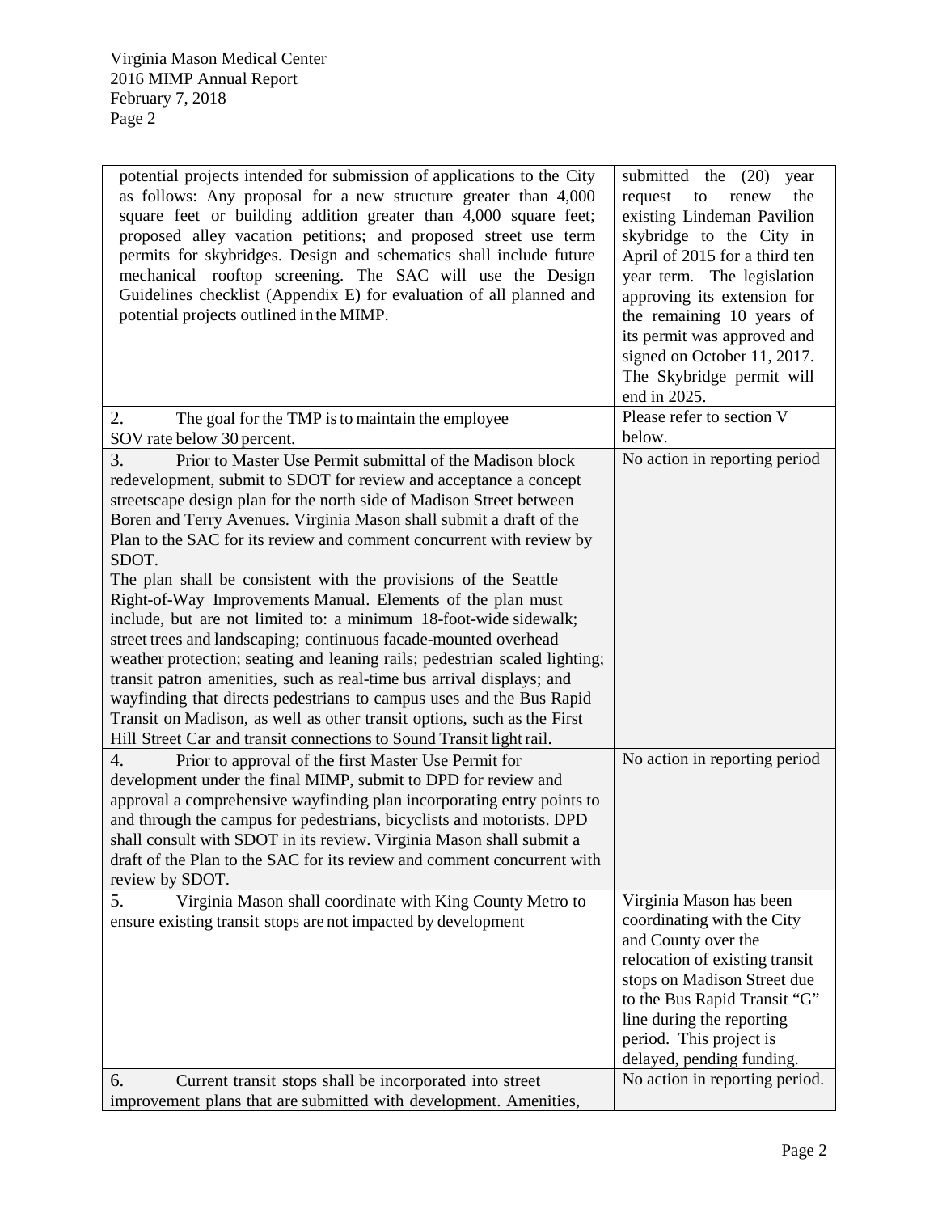| | |
|---|---|
| potential projects intended for submission of applications to the City as follows: Any proposal for a new structure greater than 4,000 square feet or building addition greater than 4,000 square feet; proposed alley vacation petitions; and proposed street use term permits for skybridges. Design and schematics shall include future mechanical rooftop screening. The SAC will use the Design Guidelines checklist (Appendix E) for evaluation of all planned and potential projects outlined in the MIMP. | submitted the (20) year request to renew the existing Lindeman Pavilion skybridge to the City in April of 2015 for a third ten year term. The legislation approving its extension for the remaining 10 years of its permit was approved and signed on October 11, 2017. The Skybridge permit will end in 2025. |
| 2. The goal for the TMP is to maintain the employee SOV rate below 30 percent. | Please refer to section V below. |
| 3. Prior to Master Use Permit submittal of the Madison block redevelopment, submit to SDOT for review and acceptance a concept streetscape design plan for the north side of Madison Street between Boren and Terry Avenues. Virginia Mason shall submit a draft of the Plan to the SAC for its review and comment concurrent with review by SDOT.<br>The plan shall be consistent with the provisions of the Seattle Right-of-Way Improvements Manual. Elements of the plan must include, but are not limited to: a minimum 18-foot-wide sidewalk; street trees and landscaping; continuous facade-mounted overhead weather protection; seating and leaning rails; pedestrian scaled lighting; transit patron amenities, such as real-time bus arrival displays; and wayfinding that directs pedestrians to campus uses and the Bus Rapid Transit on Madison, as well as other transit options, such as the First Hill Street Car and transit connections to Sound Transit light rail. | No action in reporting period |
| 4. Prior to approval of the first Master Use Permit for development under the final MIMP, submit to DPD for review and approval a comprehensive wayfinding plan incorporating entry points to and through the campus for pedestrians, bicyclists and motorists. DPD shall consult with SDOT in its review. Virginia Mason shall submit a draft of the Plan to the SAC for its review and comment concurrent with review by SDOT. | No action in reporting period |
| 5. Virginia Mason shall coordinate with King County Metro to ensure existing transit stops are not impacted by development | Virginia Mason has been coordinating with the City and County over the relocation of existing transit stops on Madison Street due to the Bus Rapid Transit "G" line during the reporting period. This project is delayed, pending funding. |
| 6. Current transit stops shall be incorporated into street improvement plans that are submitted with development. Amenities, | No action in reporting period. |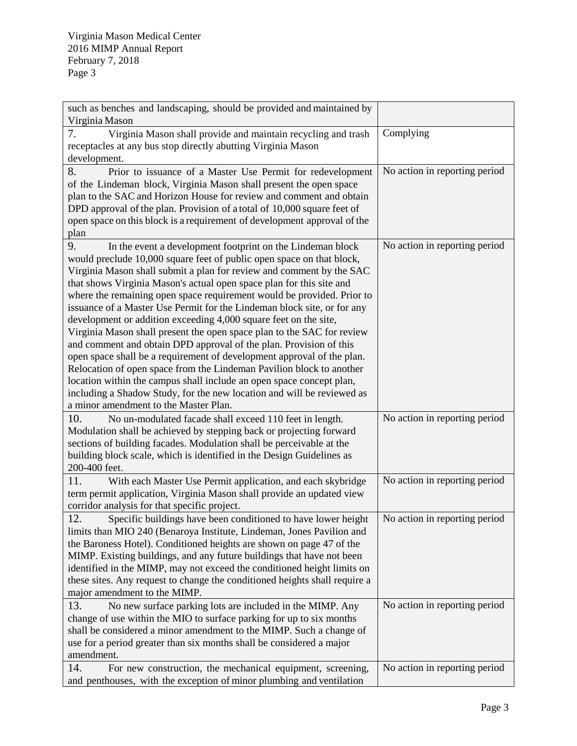| | |
|---|---|
| such as benches and landscaping, should be provided and maintained by Virginia Mason | |
| 7. Virginia Mason shall provide and maintain recycling and trash receptacles at any bus stop directly abutting Virginia Mason development. | Complying |
| 8. Prior to issuance of a Master Use Permit for redevelopment of the Lindeman block, Virginia Mason shall present the open space plan to the SAC and Horizon House for review and comment and obtain DPD approval of the plan. Provision of a total of 10,000 square feet of open space on this block is a requirement of development approval of the plan | No action in reporting period |
| 9. In the event a development footprint on the Lindeman block would preclude 10,000 square feet of public open space on that block, Virginia Mason shall submit a plan for review and comment by the SAC that shows Virginia Mason's actual open space plan for this site and where the remaining open space requirement would be provided. Prior to issuance of a Master Use Permit for the Lindeman block site, or for any development or addition exceeding 4,000 square feet on the site, Virginia Mason shall present the open space plan to the SAC for review and comment and obtain DPD approval of the plan. Provision of this open space shall be a requirement of development approval of the plan. Relocation of open space from the Lindeman Pavilion block to another location within the campus shall include an open space concept plan, including a Shadow Study, for the new location and will be reviewed as a minor amendment to the Master Plan. | No action in reporting period |
| 10. No un-modulated facade shall exceed 110 feet in length. Modulation shall be achieved by stepping back or projecting forward sections of building facades. Modulation shall be perceivable at the building block scale, which is identified in the Design Guidelines as 200-400 feet. | No action in reporting period |
| 11. With each Master Use Permit application, and each skybridge term permit application, Virginia Mason shall provide an updated view corridor analysis for that specific project. | No action in reporting period |
| 12. Specific buildings have been conditioned to have lower height limits than MIO 240 (Benaroya Institute, Lindeman, Jones Pavilion and the Baroness Hotel). Conditioned heights are shown on page 47 of the MIMP. Existing buildings, and any future buildings that have not been identified in the MIMP, may not exceed the conditioned height limits on these sites. Any request to change the conditioned heights shall require a major amendment to the MIMP. | No action in reporting period |
| 13. No new surface parking lots are included in the MIMP. Any change of use within the MIO to surface parking for up to six months shall be considered a minor amendment to the MIMP. Such a change of use for a period greater than six months shall be considered a major amendment. | No action in reporting period |
| 14. For new construction, the mechanical equipment, screening, and penthouses, with the exception of minor plumbing and ventilation | No action in reporting period |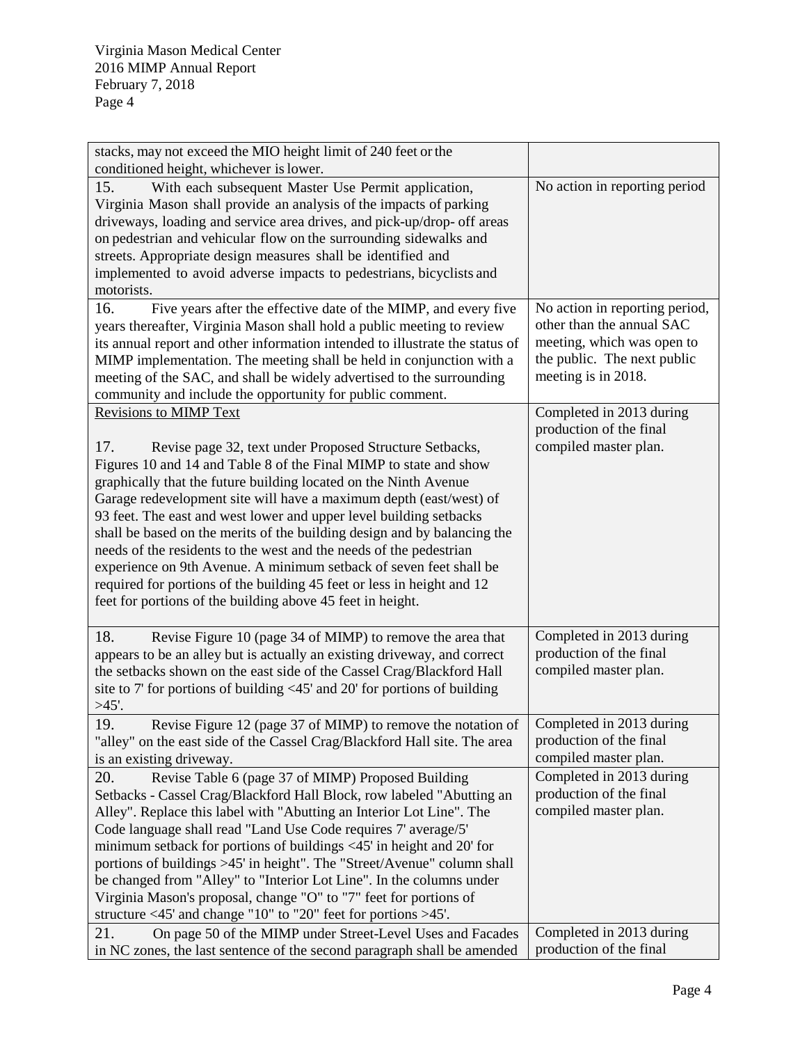| | |
|---|---|
| stacks, may not exceed the MIO height limit of 240 feet or the conditioned height, whichever is lower. | |
| 15. With each subsequent Master Use Permit application, Virginia Mason shall provide an analysis of the impacts of parking driveways, loading and service area drives, and pick-up/drop- off areas on pedestrian and vehicular flow on the surrounding sidewalks and streets. Appropriate design measures shall be identified and implemented to avoid adverse impacts to pedestrians, bicyclists and motorists. | No action in reporting period |
| 16. Five years after the effective date of the MIMP, and every five years thereafter, Virginia Mason shall hold a public meeting to review its annual report and other information intended to illustrate the status of MIMP implementation. The meeting shall be held in conjunction with a meeting of the SAC, and shall be widely advertised to the surrounding community and include the opportunity for public comment. | No action in reporting period, other than the annual SAC meeting, which was open to the public. The next public meeting is in 2018. |
| Revisions to MIMP Text<br><br>17. Revise page 32, text under Proposed Structure Setbacks, Figures 10 and 14 and Table 8 of the Final MIMP to state and show graphically that the future building located on the Ninth Avenue Garage redevelopment site will have a maximum depth (east/west) of 93 feet. The east and west lower and upper level building setbacks shall be based on the merits of the building design and by balancing the needs of the residents to the west and the needs of the pedestrian experience on 9th Avenue. A minimum setback of seven feet shall be required for portions of the building 45 feet or less in height and 12 feet for portions of the building above 45 feet in height. | Completed in 2013 during production of the final compiled master plan. |
| 18. Revise Figure 10 (page 34 of MIMP) to remove the area that appears to be an alley but is actually an existing driveway, and correct the setbacks shown on the east side of the Cassel Crag/Blackford Hall site to 7' for portions of building <45' and 20' for portions of building >45'. | Completed in 2013 during production of the final compiled master plan. |
| 19. Revise Figure 12 (page 37 of MIMP) to remove the notation of "alley" on the east side of the Cassel Crag/Blackford Hall site. The area is an existing driveway. | Completed in 2013 during production of the final compiled master plan. |
| 20. Revise Table 6 (page 37 of MIMP) Proposed Building Setbacks - Cassel Crag/Blackford Hall Block, row labeled "Abutting an Alley". Replace this label with "Abutting an Interior Lot Line". The Code language shall read "Land Use Code requires 7' average/5' minimum setback for portions of buildings <45' in height and 20' for portions of buildings >45' in height". The "Street/Avenue" column shall be changed from "Alley" to "Interior Lot Line". In the columns under Virginia Mason's proposal, change "O" to "7" feet for portions of structure <45' and change "10" to "20" feet for portions >45'. | Completed in 2013 during production of the final compiled master plan. |
| 21. On page 50 of the MIMP under Street-Level Uses and Facades in NC zones, the last sentence of the second paragraph shall be amended | Completed in 2013 during production of the final |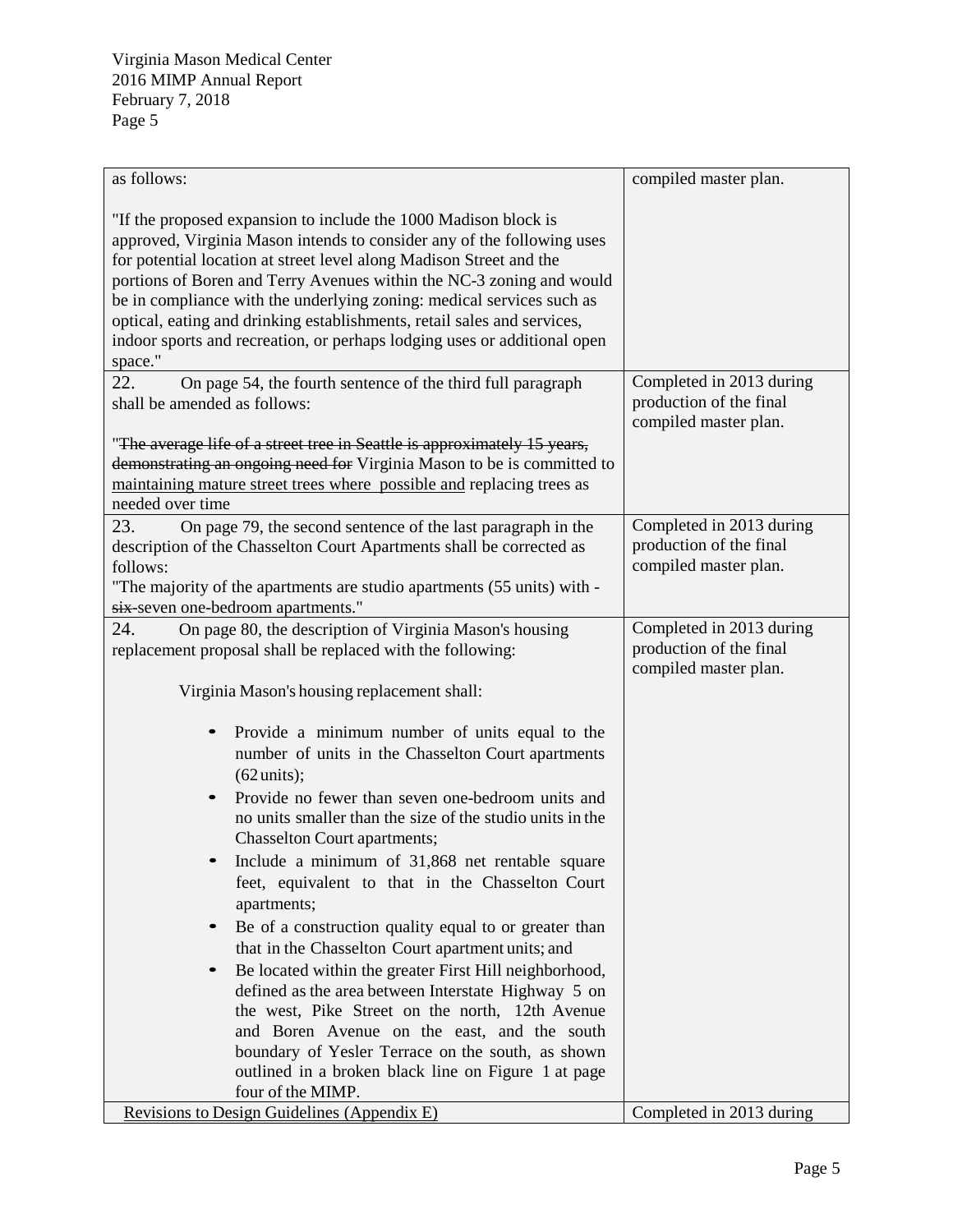| | |
|---|---|
| as follows:<br><br>"If the proposed expansion to include the 1000 Madison block is approved, Virginia Mason intends to consider any of the following uses for potential location at street level along Madison Street and the portions of Boren and Terry Avenues within the NC-3 zoning and would be in compliance with the underlying zoning: medical services such as optical, eating and drinking establishments, retail sales and services, indoor sports and recreation, or perhaps lodging uses or additional open space." | compiled master plan. |
| 22. On page 54, the fourth sentence of the third full paragraph shall be amended as follows:<br><br>"~~The average life of a street tree in Seattle is approximately 15 years, demonstrating an ongoing need for~~ Virginia Mason to be is committed to <u>maintaining mature street trees where possible and</u> replacing trees as needed over time | Completed in 2013 during production of the final compiled master plan. |
| 23. On page 79, the second sentence of the last paragraph in the description of the Chasselton Court Apartments shall be corrected as follows:<br>"The majority of the apartments are studio apartments (55 units) with ~~-six~~-seven one-bedroom apartments." | Completed in 2013 during production of the final compiled master plan. |
| 24. On page 80, the description of Virginia Mason's housing replacement proposal shall be replaced with the following:<br><br>Virginia Mason's housing replacement shall:<br><br>• Provide a minimum number of units equal to the number of units in the Chasselton Court apartments (62 units);<br>• Provide no fewer than seven one-bedroom units and no units smaller than the size of the studio units in the Chasselton Court apartments;<br>• Include a minimum of 31,868 net rentable square feet, equivalent to that in the Chasselton Court apartments;<br>• Be of a construction quality equal to or greater than that in the Chasselton Court apartment units; and<br>• Be located within the greater First Hill neighborhood, defined as the area between Interstate Highway 5 on the west, Pike Street on the north, 12th Avenue and Boren Avenue on the east, and the south boundary of Yesler Terrace on the south, as shown outlined in a broken black line on Figure 1 at page four of the MIMP. | Completed in 2013 during production of the final compiled master plan. |
| <u>Revisions to Design Guidelines (Appendix E)</u> | Completed in 2013 during |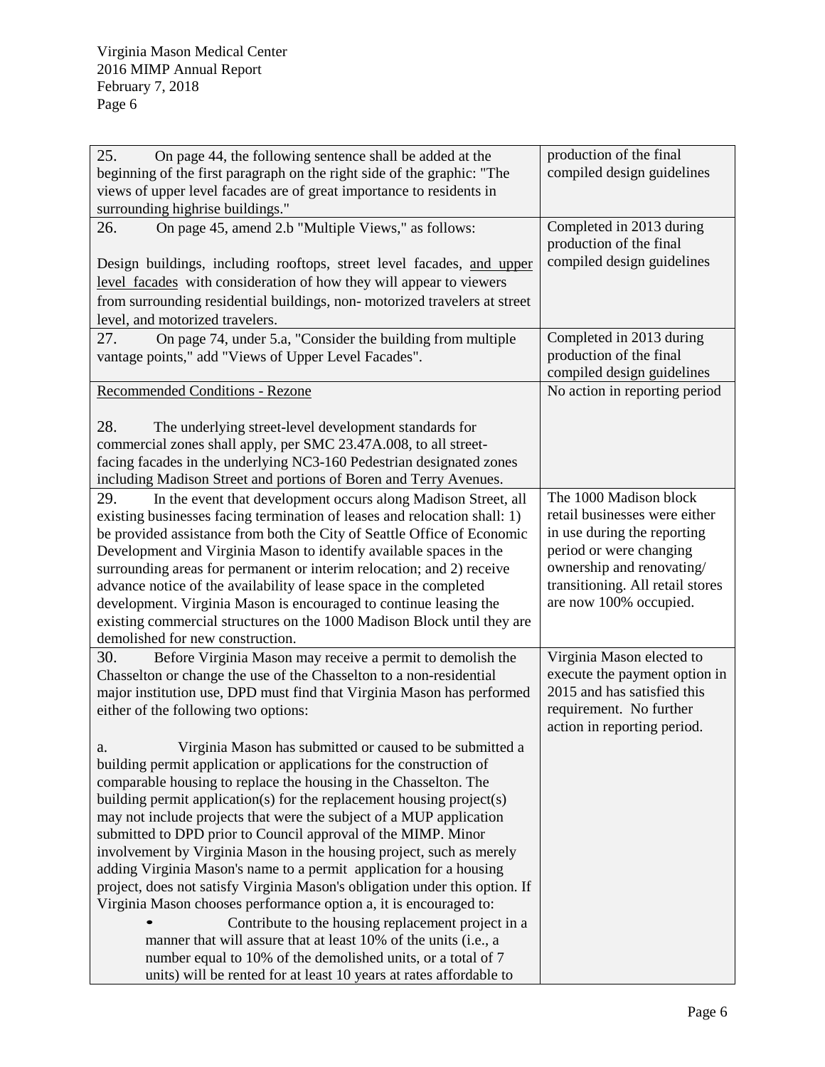| | |
|---|---|
| 25. On page 44, the following sentence shall be added at the beginning of the first paragraph on the right side of the graphic: "The views of upper level facades are of great importance to residents in surrounding highrise buildings." | production of the final compiled design guidelines |
| 26. On page 45, amend 2.b "Multiple Views," as follows:<br><br>Design buildings, including rooftops, street level facades, <u>and upper level facades</u> with consideration of how they will appear to viewers from surrounding residential buildings, non- motorized travelers at street level, and motorized travelers. | Completed in 2013 during production of the final compiled design guidelines |
| 27. On page 74, under 5.a, "Consider the building from multiple vantage points," add "Views of Upper Level Facades". | Completed in 2013 during production of the final compiled design guidelines |
| <u>Recommended Conditions - Rezone</u><br><br>28. The underlying street-level development standards for commercial zones shall apply, per SMC 23.47A.008, to all street-facing facades in the underlying NC3-160 Pedestrian designated zones including Madison Street and portions of Boren and Terry Avenues. | No action in reporting period |
| 29. In the event that development occurs along Madison Street, all existing businesses facing termination of leases and relocation shall: 1) be provided assistance from both the City of Seattle Office of Economic Development and Virginia Mason to identify available spaces in the surrounding areas for permanent or interim relocation; and 2) receive advance notice of the availability of lease space in the completed development. Virginia Mason is encouraged to continue leasing the existing commercial structures on the 1000 Madison Block until they are demolished for new construction. | The 1000 Madison block retail businesses were either in use during the reporting period or were changing ownership and renovating/ transitioning. All retail stores are now 100% occupied. |
| 30. Before Virginia Mason may receive a permit to demolish the Chasselton or change the use of the Chasselton to a non-residential major institution use, DPD must find that Virginia Mason has performed either of the following two options:<br><br>a. Virginia Mason has submitted or caused to be submitted a building permit application or applications for the construction of comparable housing to replace the housing in the Chasselton. The building permit application(s) for the replacement housing project(s) may not include projects that were the subject of a MUP application submitted to DPD prior to Council approval of the MIMP. Minor involvement by Virginia Mason in the housing project, such as merely adding Virginia Mason's name to a permit application for a housing project, does not satisfy Virginia Mason's obligation under this option. If Virginia Mason chooses performance option a, it is encouraged to:<br>• Contribute to the housing replacement project in a manner that will assure that at least 10% of the units (i.e., a number equal to 10% of the demolished units, or a total of 7 units) will be rented for at least 10 years at rates affordable to | Virginia Mason elected to execute the payment option in 2015 and has satisfied this requirement. No further action in reporting period. |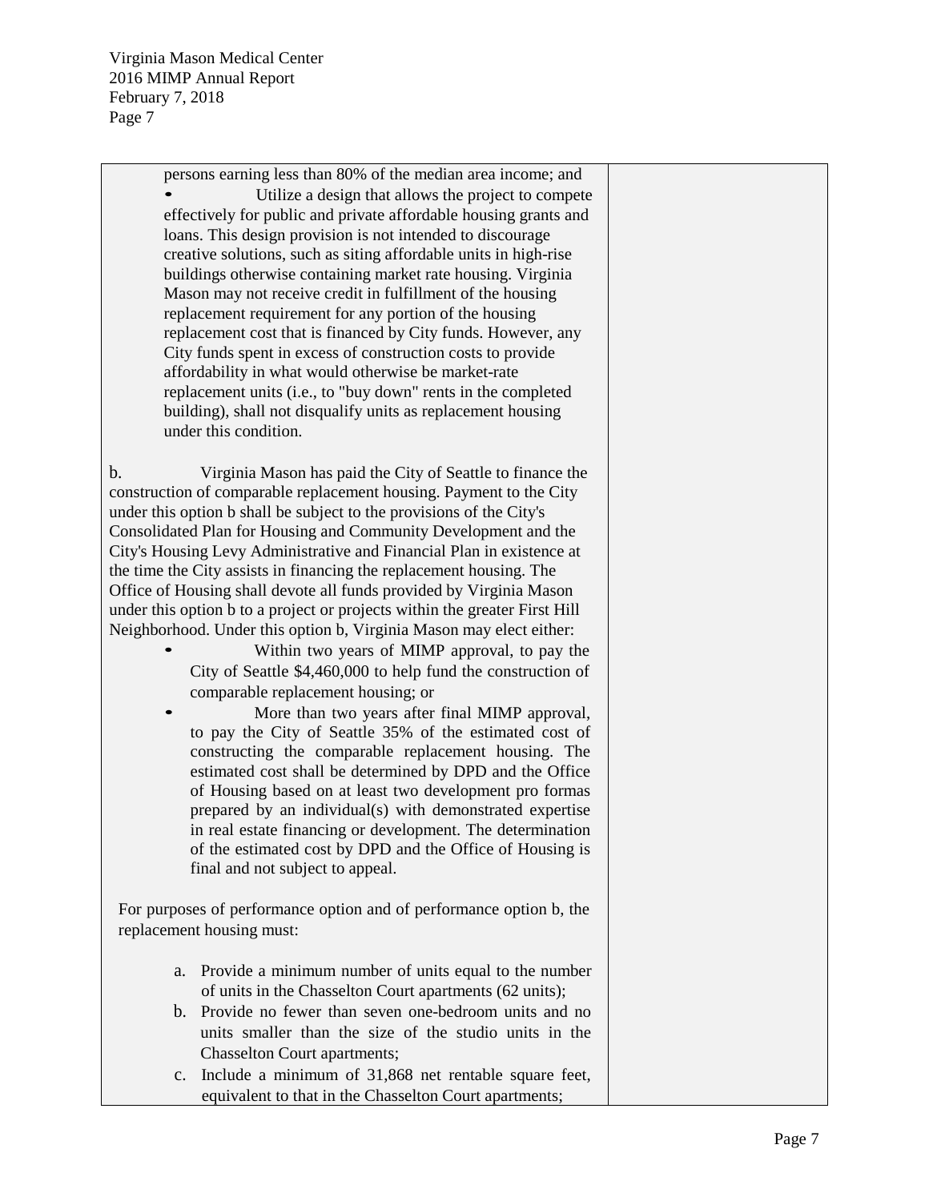persons earning less than 80% of the median area income; and

- Utilize a design that allows the project to compete effectively for public and private affordable housing grants and loans. This design provision is not intended to discourage creative solutions, such as siting affordable units in high-rise buildings otherwise containing market rate housing. Virginia Mason may not receive credit in fulfillment of the housing replacement requirement for any portion of the housing replacement cost that is financed by City funds. However, any City funds spent in excess of construction costs to provide affordability in what would otherwise be market-rate replacement units (i.e., to "buy down" rents in the completed building), shall not disqualify units as replacement housing under this condition.

b. Virginia Mason has paid the City of Seattle to finance the construction of comparable replacement housing. Payment to the City under this option b shall be subject to the provisions of the City's Consolidated Plan for Housing and Community Development and the City's Housing Levy Administrative and Financial Plan in existence at the time the City assists in financing the replacement housing. The Office of Housing shall devote all funds provided by Virginia Mason under this option b to a project or projects within the greater First Hill Neighborhood. Under this option b, Virginia Mason may elect either:

- Within two years of MIMP approval, to pay the City of Seattle $4,460,000 to help fund the construction of comparable replacement housing; or
- More than two years after final MIMP approval, to pay the City of Seattle 35% of the estimated cost of constructing the comparable replacement housing. The estimated cost shall be determined by DPD and the Office of Housing based on at least two development pro formas prepared by an individual(s) with demonstrated expertise in real estate financing or development. The determination of the estimated cost by DPD and the Office of Housing is final and not subject to appeal.

For purposes of performance option and of performance option b, the replacement housing must:

a. Provide a minimum number of units equal to the number of units in the Chasselton Court apartments (62 units);
b. Provide no fewer than seven one-bedroom units and no units smaller than the size of the studio units in the Chasselton Court apartments;
c. Include a minimum of 31,868 net rentable square feet, equivalent to that in the Chasselton Court apartments;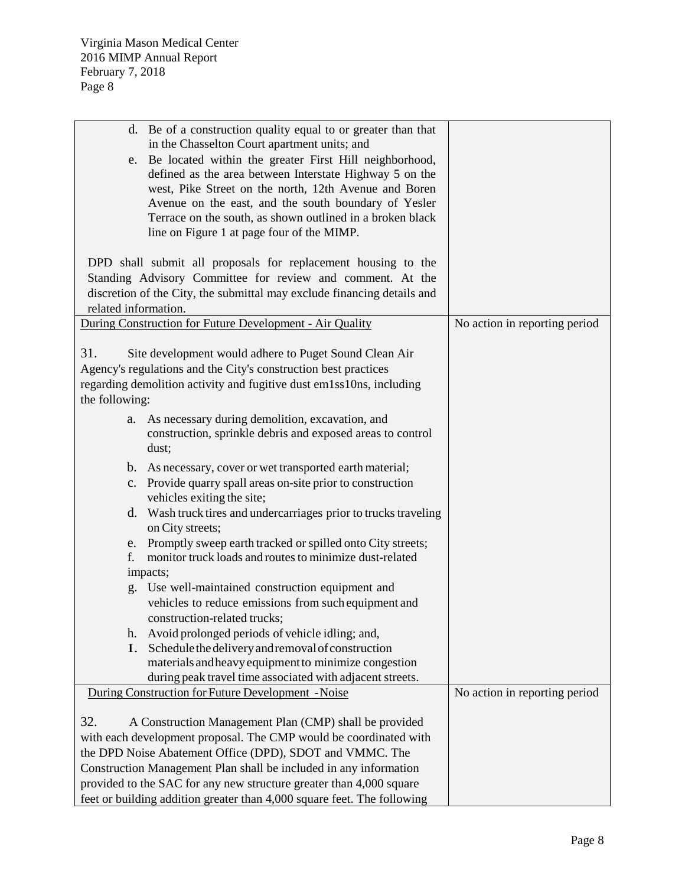| | |
|---|---|
| d. Be of a construction quality equal to or greater than that in the Chasselton Court apartment units; and<br>e. Be located within the greater First Hill neighborhood, defined as the area between Interstate Highway 5 on the west, Pike Street on the north, 12th Avenue and Boren Avenue on the east, and the south boundary of Yesler Terrace on the south, as shown outlined in a broken black line on Figure 1 at page four of the MIMP.<br><br>DPD shall submit all proposals for replacement housing to the Standing Advisory Committee for review and comment. At the discretion of the City, the submittal may exclude financing details and related information. | |
| <u>During Construction for Future Development - Air Quality</u><br><br>31. Site development would adhere to Puget Sound Clean Air Agency's regulations and the City's construction best practices regarding demolition activity and fugitive dust em1ss10ns, including the following:<br><br>a. As necessary during demolition, excavation, and construction, sprinkle debris and exposed areas to control dust;<br>b. As necessary, cover or wet transported earth material;<br>c. Provide quarry spall areas on-site prior to construction vehicles exiting the site;<br>d. Wash truck tires and undercarriages prior to trucks traveling on City streets;<br>e. Promptly sweep earth tracked or spilled onto City streets;<br>f. monitor truck loads and routes to minimize dust-related impacts;<br>g. Use well-maintained construction equipment and vehicles to reduce emissions from such equipment and construction-related trucks;<br>h. Avoid prolonged periods of vehicle idling; and,<br>I. Schedule the delivery and removal of construction materials and heavy equipment to minimize congestion during peak travel time associated with adjacent streets. | No action in reporting period |
| <u>During Construction for Future Development -Noise</u><br><br>32. A Construction Management Plan (CMP) shall be provided with each development proposal. The CMP would be coordinated with the DPD Noise Abatement Office (DPD), SDOT and VMMC. The Construction Management Plan shall be included in any information provided to the SAC for any new structure greater than 4,000 square feet or building addition greater than 4,000 square feet. The following | No action in reporting period |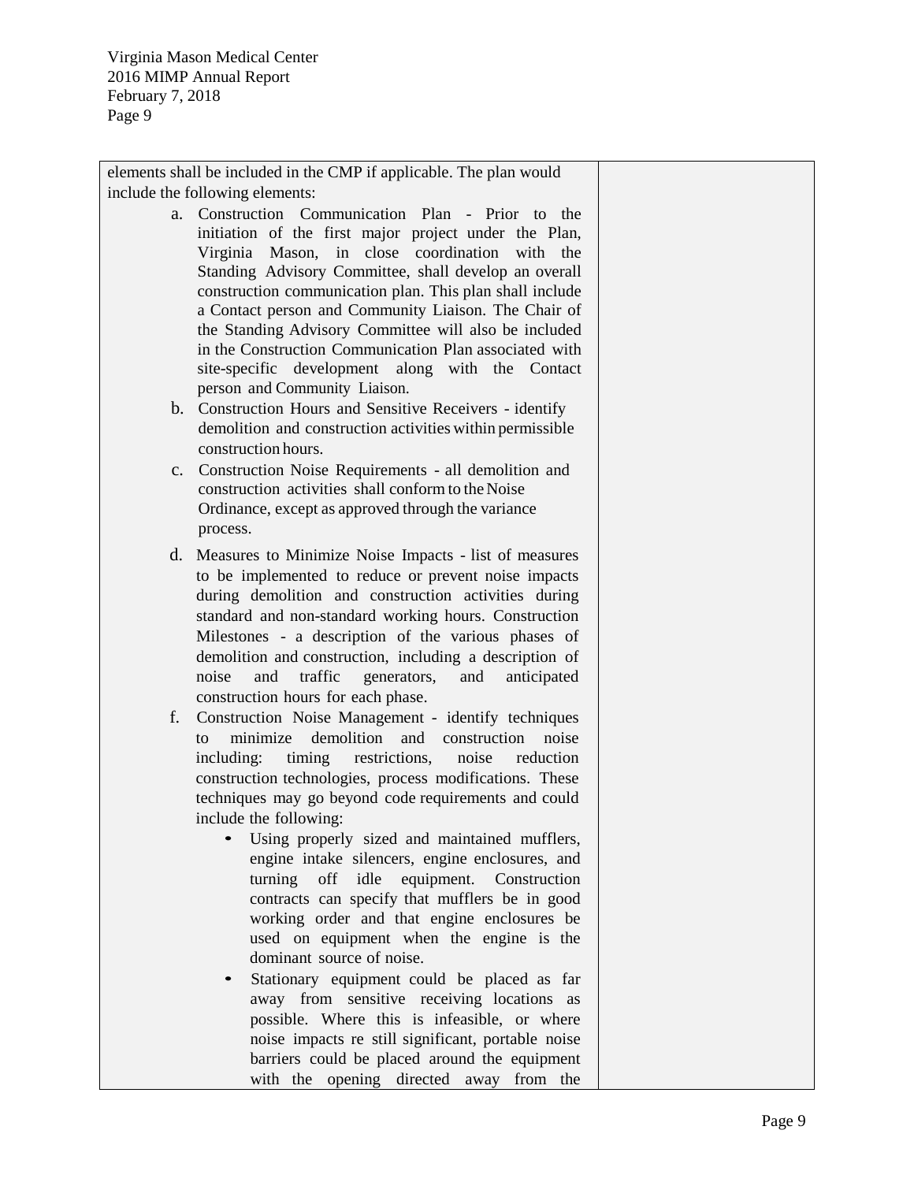| | |
|---|---|
| elements shall be included in the CMP if applicable. The plan would include the following elements:<br><br>a. Construction Communication Plan - Prior to the initiation of the first major project under the Plan, Virginia Mason, in close coordination with the Standing Advisory Committee, shall develop an overall construction communication plan. This plan shall include a Contact person and Community Liaison. The Chair of the Standing Advisory Committee will also be included in the Construction Communication Plan associated with site-specific development along with the Contact person and Community Liaison.<br>b. Construction Hours and Sensitive Receivers - identify demolition and construction activities within permissible construction hours.<br>c. Construction Noise Requirements - all demolition and construction activities shall conform to the Noise Ordinance, except as approved through the variance process.<br>d. Measures to Minimize Noise Impacts - list of measures to be implemented to reduce or prevent noise impacts during demolition and construction activities during standard and non-standard working hours. Construction Milestones - a description of the various phases of demolition and construction, including a description of noise and traffic generators, and anticipated construction hours for each phase.<br>f. Construction Noise Management - identify techniques to minimize demolition and construction noise including: timing restrictions, noise reduction construction technologies, process modifications. These techniques may go beyond code requirements and could include the following:<br>• Using properly sized and maintained mufflers, engine intake silencers, engine enclosures, and turning off idle equipment. Construction contracts can specify that mufflers be in good working order and that engine enclosures be used on equipment when the engine is the dominant source of noise.<br>• Stationary equipment could be placed as far away from sensitive receiving locations as possible. Where this is infeasible, or where noise impacts re still significant, portable noise barriers could be placed around the equipment with the opening directed away from the | |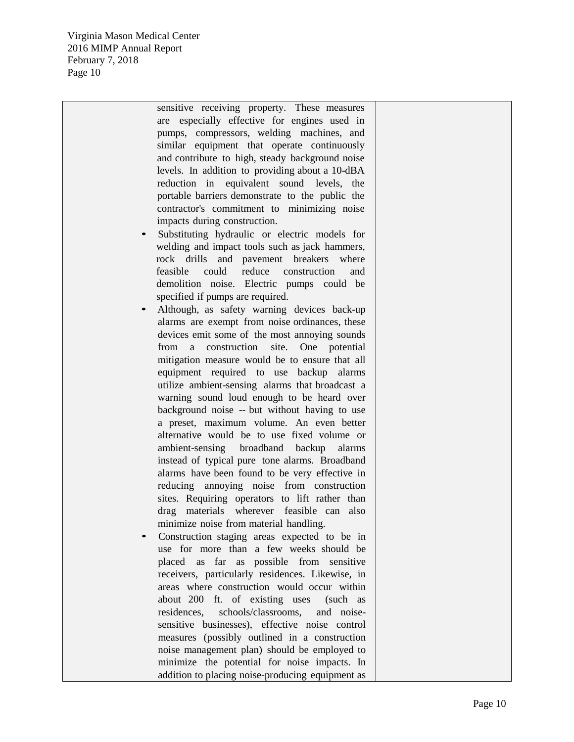| | | |
|---|---|---|
| | sensitive receiving property. These measures are especially effective for engines used in pumps, compressors, welding machines, and similar equipment that operate continuously and contribute to high, steady background noise levels. In addition to providing about a 10-dBA reduction in equivalent sound levels, the portable barriers demonstrate to the public the contractor's commitment to minimizing noise impacts during construction.<br>• Substituting hydraulic or electric models for welding and impact tools such as jack hammers, rock drills and pavement breakers where feasible could reduce construction and demolition noise. Electric pumps could be specified if pumps are required.<br>• Although, as safety warning devices back-up alarms are exempt from noise ordinances, these devices emit some of the most annoying sounds from a construction site. One potential mitigation measure would be to ensure that all equipment required to use backup alarms utilize ambient-sensing alarms that broadcast a warning sound loud enough to be heard over background noise -- but without having to use a preset, maximum volume. An even better alternative would be to use fixed volume or ambient-sensing broadband backup alarms instead of typical pure tone alarms. Broadband alarms have been found to be very effective in reducing annoying noise from construction sites. Requiring operators to lift rather than drag materials wherever feasible can also minimize noise from material handling.<br>• Construction staging areas expected to be in use for more than a few weeks should be placed as far as possible from sensitive receivers, particularly residences. Likewise, in areas where construction would occur within about 200 ft. of existing uses (such as residences, schools/classrooms, and noise-sensitive businesses), effective noise control measures (possibly outlined in a construction noise management plan) should be employed to minimize the potential for noise impacts. In addition to placing noise-producing equipment as | |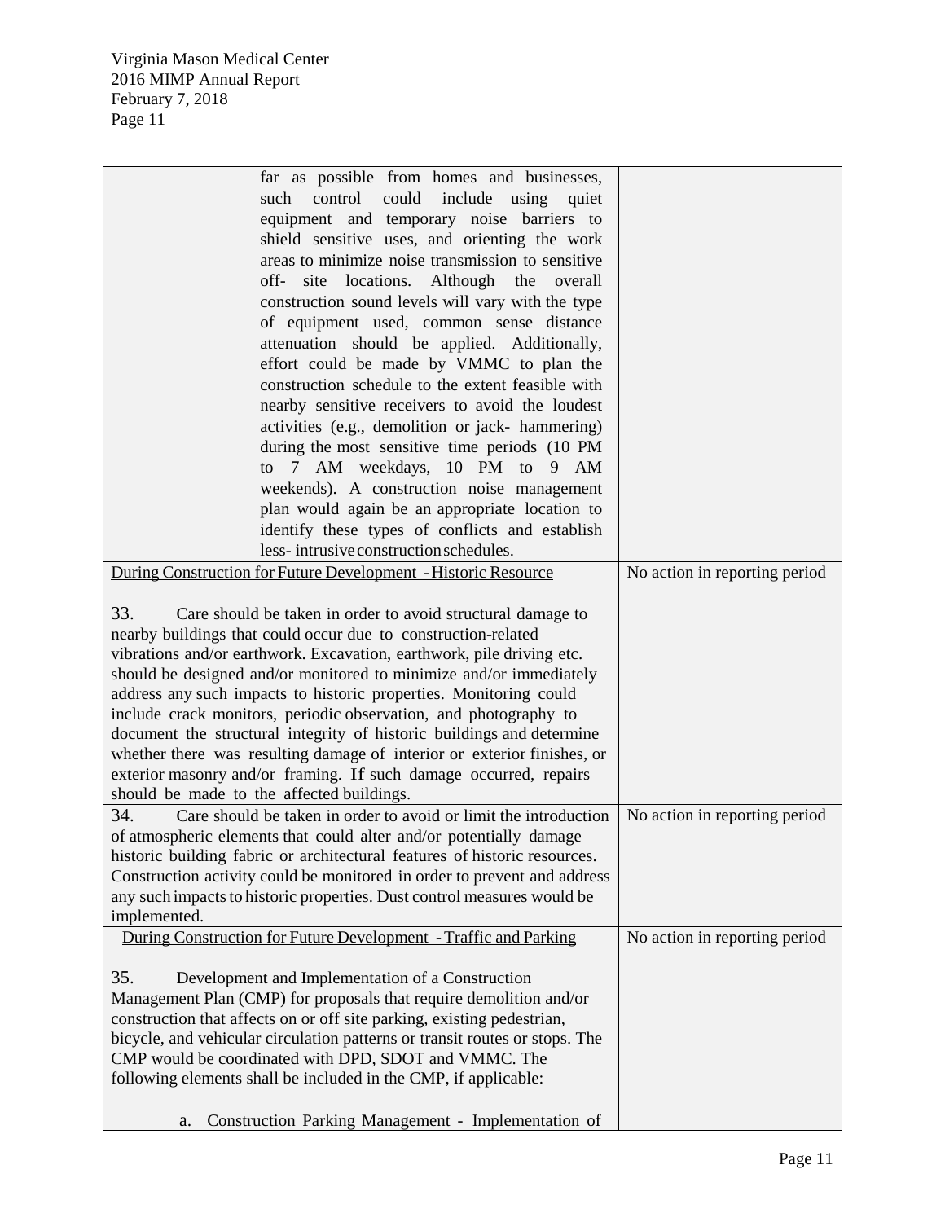| | |
|---|---|
| far as possible from homes and businesses, such control could include using quiet equipment and temporary noise barriers to shield sensitive uses, and orienting the work areas to minimize noise transmission to sensitive off- site locations. Although the overall construction sound levels will vary with the type of equipment used, common sense distance attenuation should be applied. Additionally, effort could be made by VMMC to plan the construction schedule to the extent feasible with nearby sensitive receivers to avoid the loudest activities (e.g., demolition or jack- hammering) during the most sensitive time periods (10 PM to 7 AM weekdays, 10 PM to 9 AM weekends). A construction noise management plan would again be an appropriate location to identify these types of conflicts and establish less- intrusive construction schedules. | |
| During Construction for Future Development - Historic Resource<br><br>33. Care should be taken in order to avoid structural damage to nearby buildings that could occur due to construction-related vibrations and/or earthwork. Excavation, earthwork, pile driving etc. should be designed and/or monitored to minimize and/or immediately address any such impacts to historic properties. Monitoring could include crack monitors, periodic observation, and photography to document the structural integrity of historic buildings and determine whether there was resulting damage of interior or exterior finishes, or exterior masonry and/or framing. If such damage occurred, repairs should be made to the affected buildings. | No action in reporting period |
| 34. Care should be taken in order to avoid or limit the introduction of atmospheric elements that could alter and/or potentially damage historic building fabric or architectural features of historic resources. Construction activity could be monitored in order to prevent and address any such impacts to historic properties. Dust control measures would be implemented. | No action in reporting period |
| During Construction for Future Development - Traffic and Parking<br><br>35. Development and Implementation of a Construction Management Plan (CMP) for proposals that require demolition and/or construction that affects on or off site parking, existing pedestrian, bicycle, and vehicular circulation patterns or transit routes or stops. The CMP would be coordinated with DPD, SDOT and VMMC. The following elements shall be included in the CMP, if applicable:<br><br>a. Construction Parking Management - Implementation of | No action in reporting period |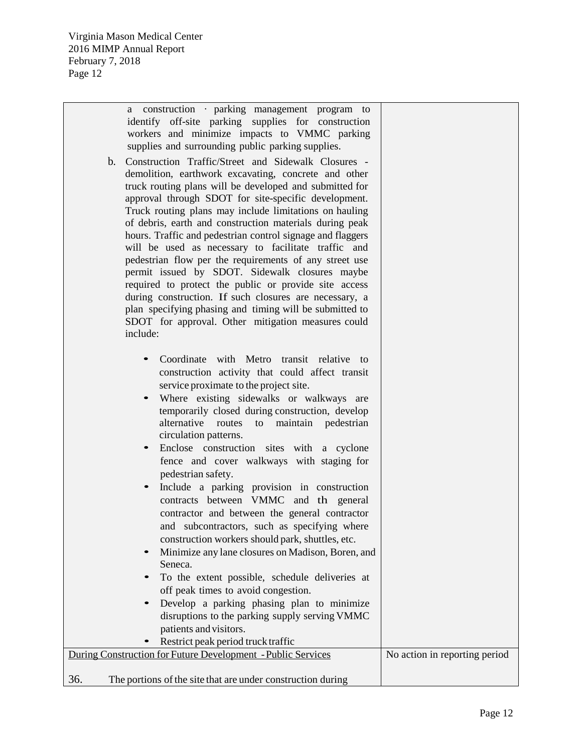| | |
|---|---|
| a construction · parking management program to identify off-site parking supplies for construction workers and minimize impacts to VMMC parking supplies and surrounding public parking supplies.<br><br>b. Construction Traffic/Street and Sidewalk Closures - demolition, earthwork excavating, concrete and other truck routing plans will be developed and submitted for approval through SDOT for site-specific development. Truck routing plans may include limitations on hauling of debris, earth and construction materials during peak hours. Traffic and pedestrian control signage and flaggers will be used as necessary to facilitate traffic and pedestrian flow per the requirements of any street use permit issued by SDOT. Sidewalk closures maybe required to protect the public or provide site access during construction. If such closures are necessary, a plan specifying phasing and timing will be submitted to SDOT for approval. Other mitigation measures could include:<br><br>• Coordinate with Metro transit relative to construction activity that could affect transit service proximate to the project site.<br>• Where existing sidewalks or walkways are temporarily closed during construction, develop alternative routes to maintain pedestrian circulation patterns.<br>• Enclose construction sites with a cyclone fence and cover walkways with staging for pedestrian safety.<br>• Include a parking provision in construction contracts between VMMC and th general contractor and between the general contractor and subcontractors, such as specifying where construction workers should park, shuttles, etc.<br>• Minimize any lane closures on Madison, Boren, and Seneca.<br>• To the extent possible, schedule deliveries at off peak times to avoid congestion.<br>• Develop a parking phasing plan to minimize disruptions to the parking supply serving VMMC patients and visitors.<br>• Restrict peak period truck traffic | |
| <u>During Construction for Future Development - Public Services</u><br><br>36. The portions of the site that are under construction during | No action in reporting period |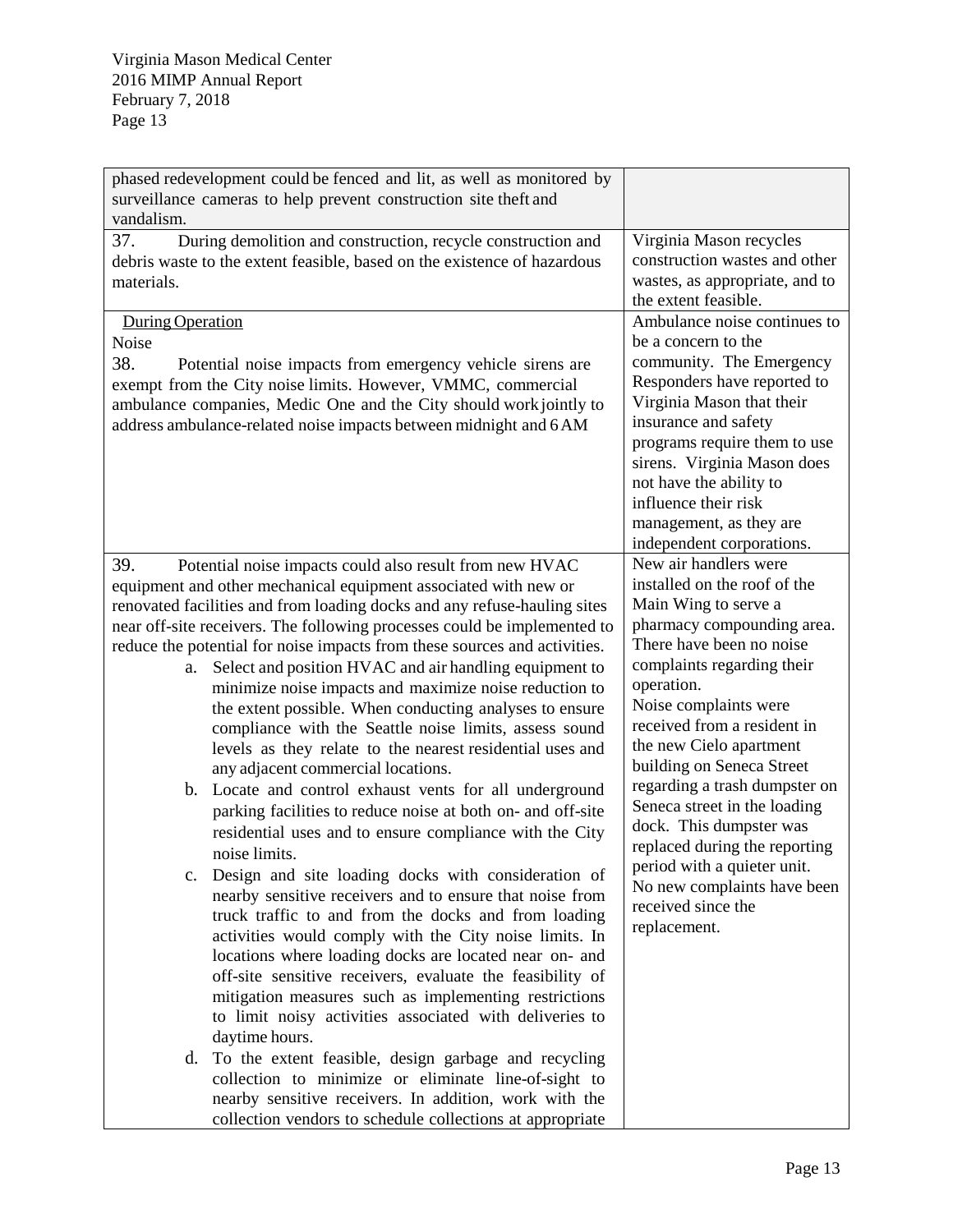| | |
|---|---|
| phased redevelopment could be fenced and lit, as well as monitored by surveillance cameras to help prevent construction site theft and vandalism. | |
| 37. During demolition and construction, recycle construction and debris waste to the extent feasible, based on the existence of hazardous materials. | Virginia Mason recycles construction wastes and other wastes, as appropriate, and to the extent feasible. |
| <u>During Operation</u><br>Noise<br>38. Potential noise impacts from emergency vehicle sirens are exempt from the City noise limits. However, VMMC, commercial ambulance companies, Medic One and the City should work jointly to address ambulance-related noise impacts between midnight and 6 AM | Ambulance noise continues to be a concern to the community. The Emergency Responders have reported to Virginia Mason that their insurance and safety programs require them to use sirens. Virginia Mason does not have the ability to influence their risk management, as they are independent corporations. |
| 39. Potential noise impacts could also result from new HVAC equipment and other mechanical equipment associated with new or renovated facilities and from loading docks and any refuse-hauling sites near off-site receivers. The following processes could be implemented to reduce the potential for noise impacts from these sources and activities.<br>a. Select and position HVAC and air handling equipment to minimize noise impacts and maximize noise reduction to the extent possible. When conducting analyses to ensure compliance with the Seattle noise limits, assess sound levels as they relate to the nearest residential uses and any adjacent commercial locations.<br>b. Locate and control exhaust vents for all underground parking facilities to reduce noise at both on- and off-site residential uses and to ensure compliance with the City noise limits.<br>c. Design and site loading docks with consideration of nearby sensitive receivers and to ensure that noise from truck traffic to and from the docks and from loading activities would comply with the City noise limits. In locations where loading docks are located near on- and off-site sensitive receivers, evaluate the feasibility of mitigation measures such as implementing restrictions to limit noisy activities associated with deliveries to daytime hours.<br>d. To the extent feasible, design garbage and recycling collection to minimize or eliminate line-of-sight to nearby sensitive receivers. In addition, work with the collection vendors to schedule collections at appropriate | New air handlers were installed on the roof of the Main Wing to serve a pharmacy compounding area. There have been no noise complaints regarding their operation.<br>Noise complaints were received from a resident in the new Cielo apartment building on Seneca Street regarding a trash dumpster on Seneca street in the loading dock. This dumpster was replaced during the reporting period with a quieter unit. No new complaints have been received since the replacement. |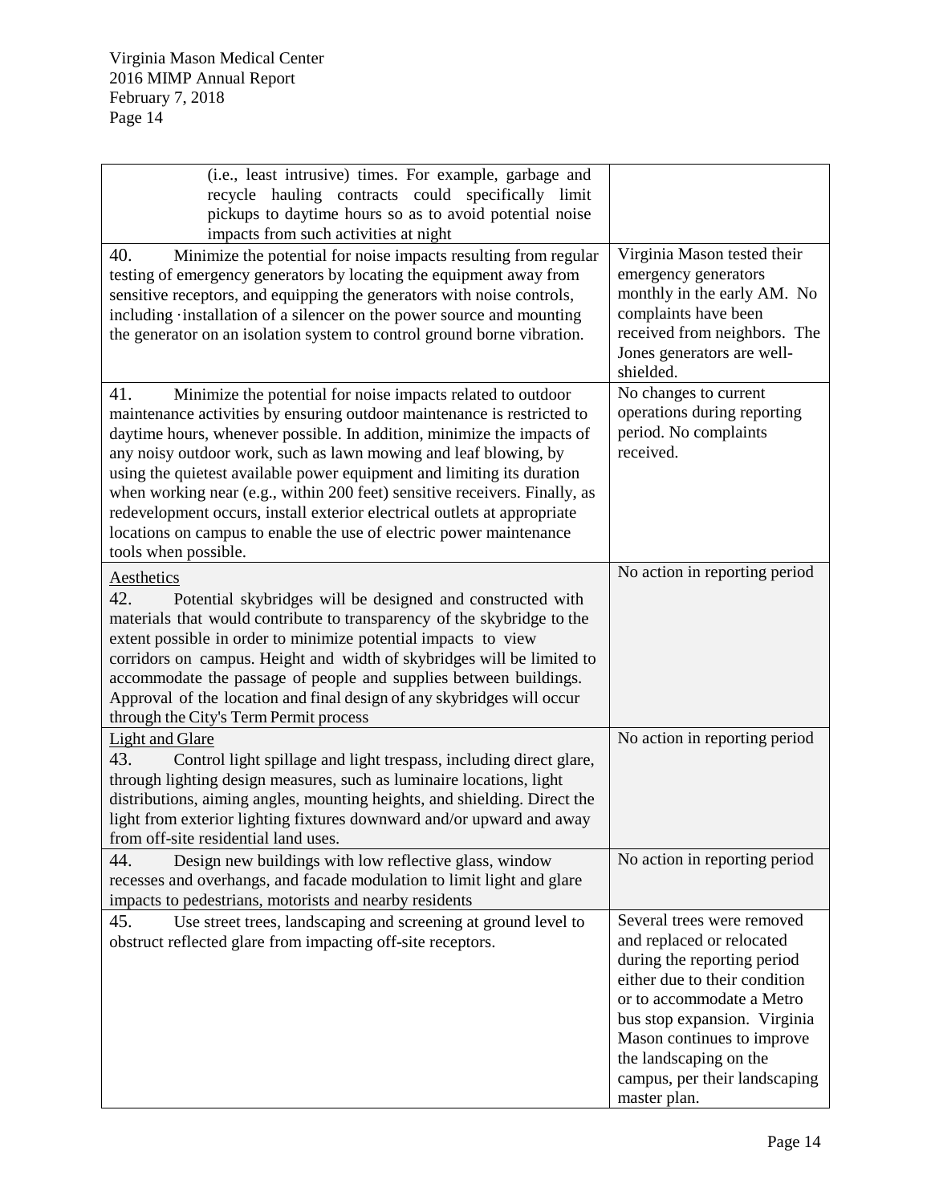| | |
|---|---|
| (i.e., least intrusive) times. For example, garbage and recycle hauling contracts could specifically limit pickups to daytime hours so as to avoid potential noise impacts from such activities at night | |
| 40. Minimize the potential for noise impacts resulting from regular testing of emergency generators by locating the equipment away from sensitive receptors, and equipping the generators with noise controls, including ·installation of a silencer on the power source and mounting the generator on an isolation system to control ground borne vibration. | Virginia Mason tested their emergency generators monthly in the early AM. No complaints have been received from neighbors. The Jones generators are well-shielded. |
| 41. Minimize the potential for noise impacts related to outdoor maintenance activities by ensuring outdoor maintenance is restricted to daytime hours, whenever possible. In addition, minimize the impacts of any noisy outdoor work, such as lawn mowing and leaf blowing, by using the quietest available power equipment and limiting its duration when working near (e.g., within 200 feet) sensitive receivers. Finally, as redevelopment occurs, install exterior electrical outlets at appropriate locations on campus to enable the use of electric power maintenance tools when possible. | No changes to current operations during reporting period. No complaints received. |
| <u>Aesthetics</u><br>42. Potential skybridges will be designed and constructed with materials that would contribute to transparency of the skybridge to the extent possible in order to minimize potential impacts to view corridors on campus. Height and width of skybridges will be limited to accommodate the passage of people and supplies between buildings. Approval of the location and final design of any skybridges will occur through the City's Term Permit process | No action in reporting period |
| <u>Light and Glare</u><br>43. Control light spillage and light trespass, including direct glare, through lighting design measures, such as luminaire locations, light distributions, aiming angles, mounting heights, and shielding. Direct the light from exterior lighting fixtures downward and/or upward and away from off-site residential land uses. | No action in reporting period |
| 44. Design new buildings with low reflective glass, window recesses and overhangs, and facade modulation to limit light and glare impacts to pedestrians, motorists and nearby residents | No action in reporting period |
| 45. Use street trees, landscaping and screening at ground level to obstruct reflected glare from impacting off-site receptors. | Several trees were removed and replaced or relocated during the reporting period either due to their condition or to accommodate a Metro bus stop expansion. Virginia Mason continues to improve the landscaping on the campus, per their landscaping master plan. |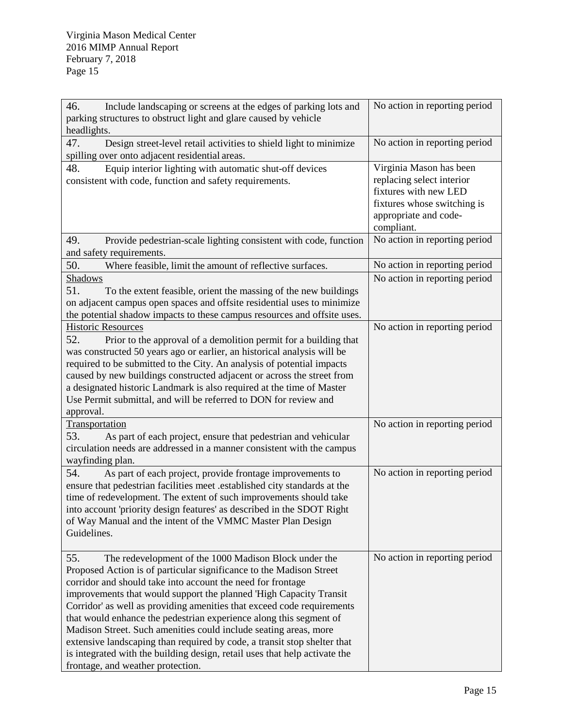| | |
|---|---|
| 46. Include landscaping or screens at the edges of parking lots and parking structures to obstruct light and glare caused by vehicle headlights. | No action in reporting period |
| 47. Design street-level retail activities to shield light to minimize spilling over onto adjacent residential areas. | No action in reporting period |
| 48. Equip interior lighting with automatic shut-off devices consistent with code, function and safety requirements. | Virginia Mason has been replacing select interior fixtures with new LED fixtures whose switching is appropriate and code-compliant. |
| 49. Provide pedestrian-scale lighting consistent with code, function and safety requirements. | No action in reporting period |
| 50. Where feasible, limit the amount of reflective surfaces. | No action in reporting period |
| Shadows<br>51. To the extent feasible, orient the massing of the new buildings on adjacent campus open spaces and offsite residential uses to minimize the potential shadow impacts to these campus resources and offsite uses. | No action in reporting period |
| Historic Resources<br>52. Prior to the approval of a demolition permit for a building that was constructed 50 years ago or earlier, an historical analysis will be required to be submitted to the City. An analysis of potential impacts caused by new buildings constructed adjacent or across the street from a designated historic Landmark is also required at the time of Master Use Permit submittal, and will be referred to DON for review and approval. | No action in reporting period |
| Transportation<br>53. As part of each project, ensure that pedestrian and vehicular circulation needs are addressed in a manner consistent with the campus wayfinding plan. | No action in reporting period |
| 54. As part of each project, provide frontage improvements to ensure that pedestrian facilities meet .established city standards at the time of redevelopment. The extent of such improvements should take into account 'priority design features' as described in the SDOT Right of Way Manual and the intent of the VMMC Master Plan Design Guidelines. | No action in reporting period |
| 55. The redevelopment of the 1000 Madison Block under the Proposed Action is of particular significance to the Madison Street corridor and should take into account the need for frontage improvements that would support the planned 'High Capacity Transit Corridor' as well as providing amenities that exceed code requirements that would enhance the pedestrian experience along this segment of Madison Street. Such amenities could include seating areas, more extensive landscaping than required by code, a transit stop shelter that is integrated with the building design, retail uses that help activate the frontage, and weather protection. | No action in reporting period |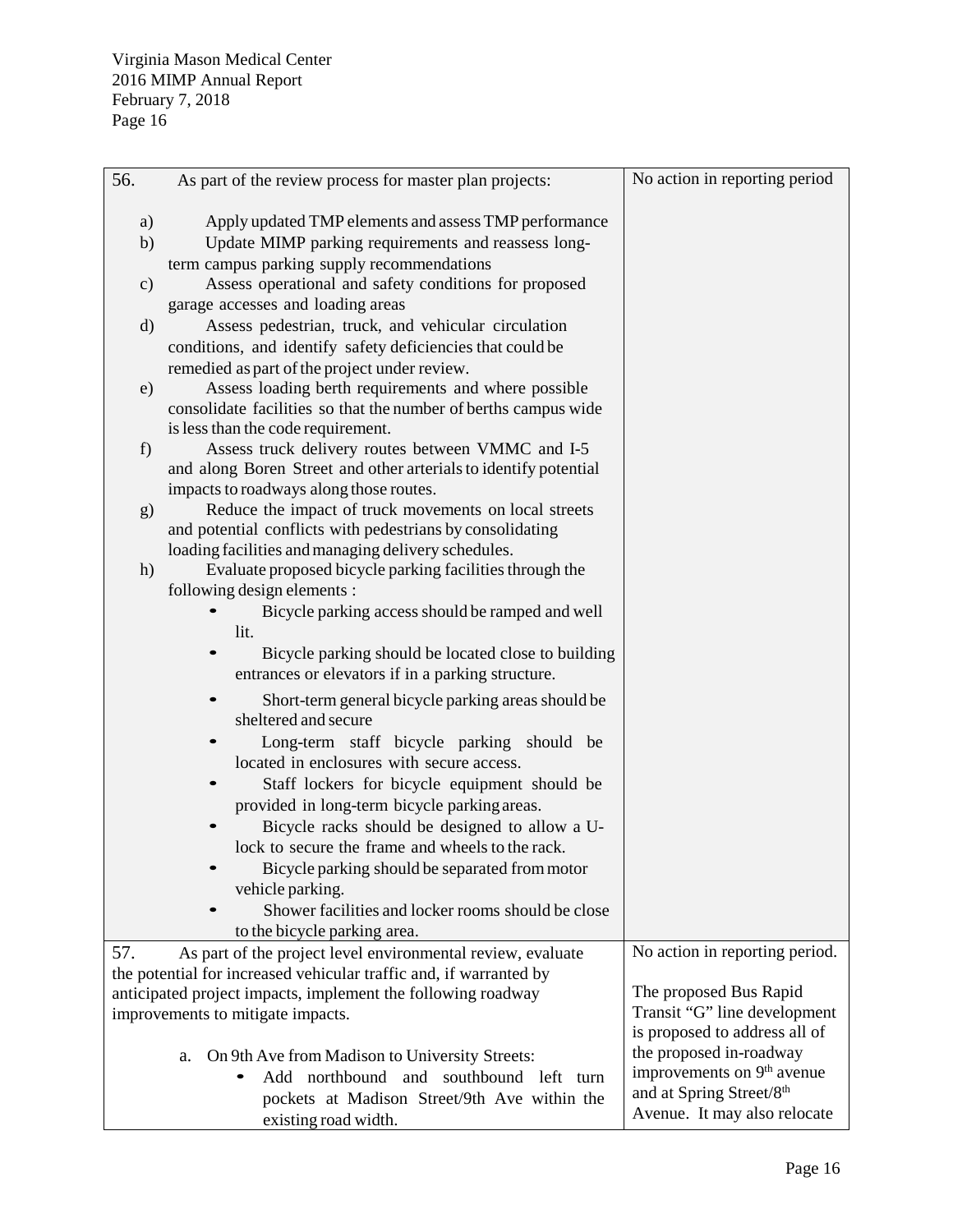| | |
|---|---|
| 56. As part of the review process for master plan projects:<br><br>a) Apply updated TMP elements and assess TMP performance<br>b) Update MIMP parking requirements and reassess long-term campus parking supply recommendations<br>c) Assess operational and safety conditions for proposed garage accesses and loading areas<br>d) Assess pedestrian, truck, and vehicular circulation conditions, and identify safety deficiencies that could be remedied as part of the project under review.<br>e) Assess loading berth requirements and where possible consolidate facilities so that the number of berths campus wide is less than the code requirement.<br>f) Assess truck delivery routes between VMMC and I-5 and along Boren Street and other arterials to identify potential impacts to roadways along those routes.<br>g) Reduce the impact of truck movements on local streets and potential conflicts with pedestrians by consolidating loading facilities and managing delivery schedules.<br>h) Evaluate proposed bicycle parking facilities through the following design elements :<br>• Bicycle parking access should be ramped and well lit.<br>• Bicycle parking should be located close to building entrances or elevators if in a parking structure.<br>• Short-term general bicycle parking areas should be sheltered and secure<br>• Long-term staff bicycle parking should be located in enclosures with secure access.<br>• Staff lockers for bicycle equipment should be provided in long-term bicycle parking areas.<br>• Bicycle racks should be designed to allow a U-lock to secure the frame and wheels to the rack.<br>• Bicycle parking should be separated from motor vehicle parking.<br>• Shower facilities and locker rooms should be close to the bicycle parking area. | No action in reporting period |
| 57. As part of the project level environmental review, evaluate the potential for increased vehicular traffic and, if warranted by anticipated project impacts, implement the following roadway improvements to mitigate impacts.<br><br>a. On 9th Ave from Madison to University Streets:<br>• Add northbound and southbound left turn pockets at Madison Street/9th Ave within the existing road width. | No action in reporting period.<br><br>The proposed Bus Rapid Transit "G" line development is proposed to address all of the proposed in-roadway improvements on 9th avenue and at Spring Street/8th Avenue. It may also relocate |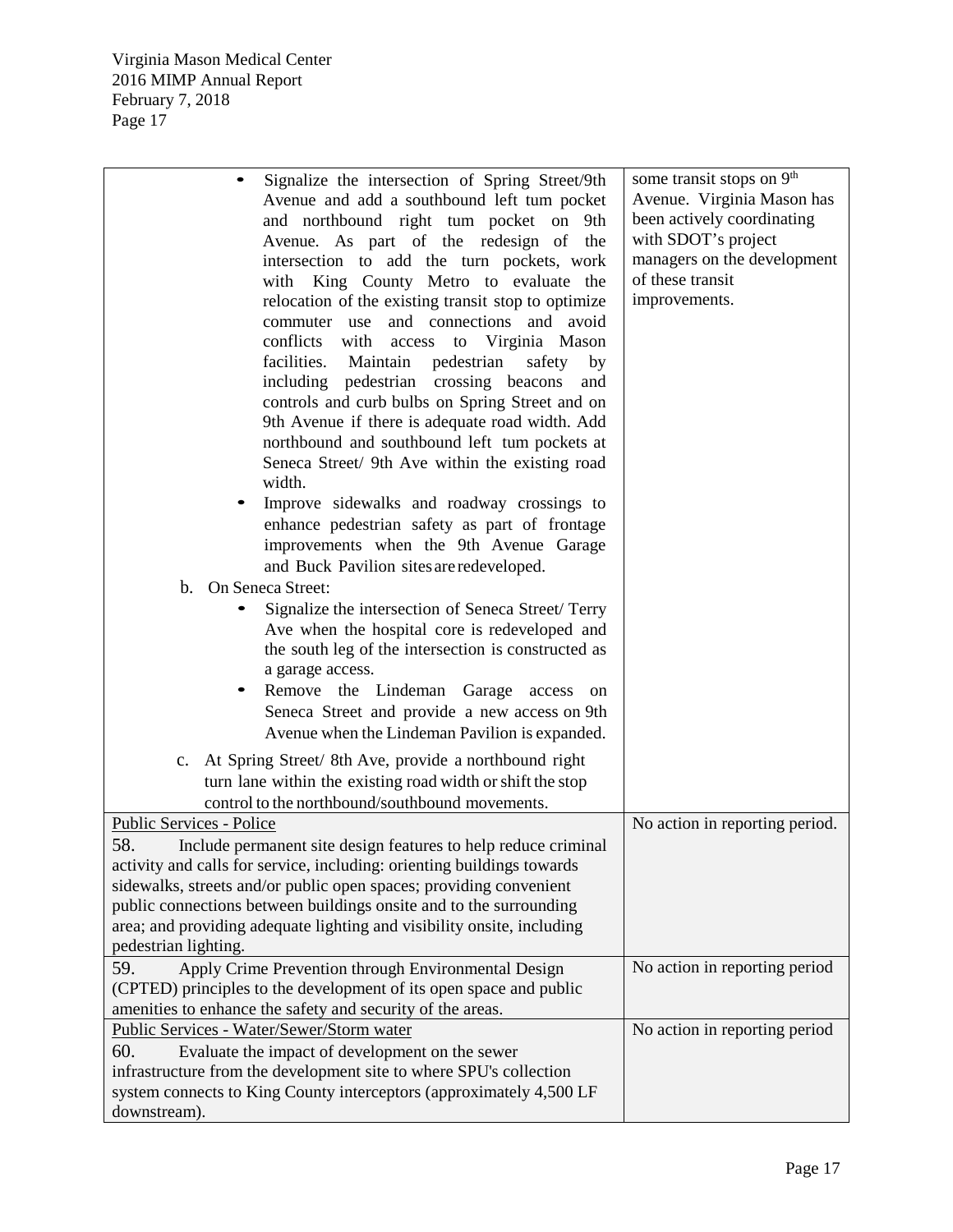| | |
|---|---|
| • Signalize the intersection of Spring Street/9th Avenue and add a southbound left tum pocket and northbound right tum pocket on 9th Avenue. As part of the redesign of the intersection to add the turn pockets, work with King County Metro to evaluate the relocation of the existing transit stop to optimize commuter use and connections and avoid conflicts with access to Virginia Mason facilities. Maintain pedestrian safety by including pedestrian crossing beacons and controls and curb bulbs on Spring Street and on 9th Avenue if there is adequate road width. Add northbound and southbound left tum pockets at Seneca Street/ 9th Ave within the existing road width.<br>• Improve sidewalks and roadway crossings to enhance pedestrian safety as part of frontage improvements when the 9th Avenue Garage and Buck Pavilion sites are redeveloped.<br>b. On Seneca Street:<br>• Signalize the intersection of Seneca Street/ Terry Ave when the hospital core is redeveloped and the south leg of the intersection is constructed as a garage access.<br>• Remove the Lindeman Garage access on Seneca Street and provide a new access on 9th Avenue when the Lindeman Pavilion is expanded.<br>c. At Spring Street/ 8th Ave, provide a northbound right turn lane within the existing road width or shift the stop control to the northbound/southbound movements. | some transit stops on 9th Avenue. Virginia Mason has been actively coordinating with SDOT's project managers on the development of these transit improvements. |
| Public Services - Police<br>58. Include permanent site design features to help reduce criminal activity and calls for service, including: orienting buildings towards sidewalks, streets and/or public open spaces; providing convenient public connections between buildings onsite and to the surrounding area; and providing adequate lighting and visibility onsite, including pedestrian lighting. | No action in reporting period. |
| 59. Apply Crime Prevention through Environmental Design (CPTED) principles to the development of its open space and public amenities to enhance the safety and security of the areas. | No action in reporting period |
| Public Services - Water/Sewer/Storm water<br>60. Evaluate the impact of development on the sewer infrastructure from the development site to where SPU's collection system connects to King County interceptors (approximately 4,500 LF downstream). | No action in reporting period |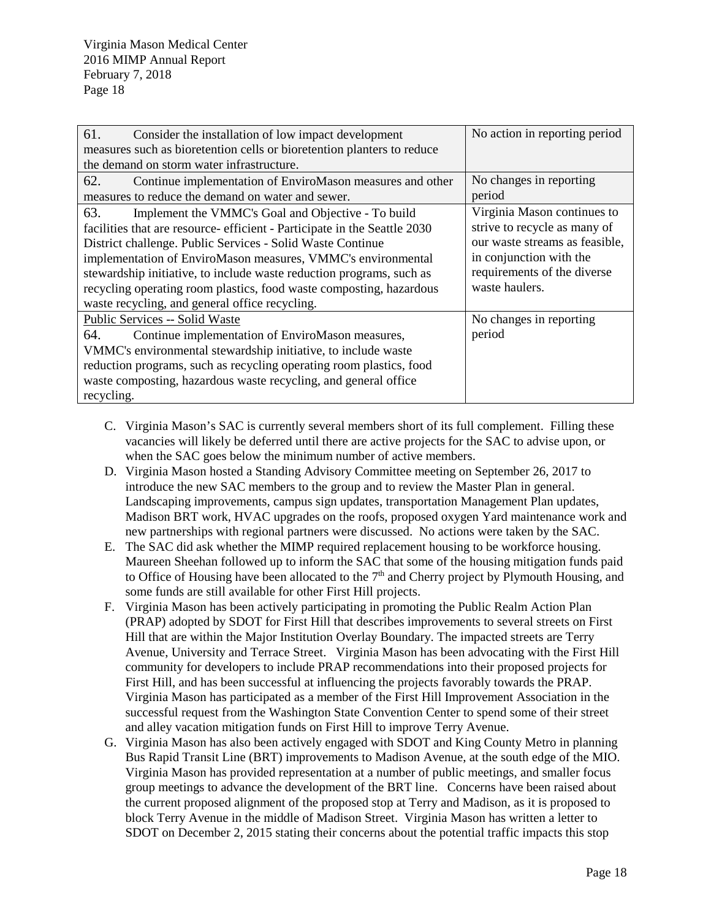| | |
|---|---|
| 61. Consider the installation of low impact development measures such as bioretention cells or bioretention planters to reduce the demand on storm water infrastructure. | No action in reporting period |
| 62. Continue implementation of EnviroMason measures and other measures to reduce the demand on water and sewer. | No changes in reporting period |
| 63. Implement the VMMC's Goal and Objective - To build facilities that are resource- efficient - Participate in the Seattle 2030 District challenge. Public Services - Solid Waste Continue implementation of EnviroMason measures, VMMC's environmental stewardship initiative, to include waste reduction programs, such as recycling operating room plastics, food waste composting, hazardous waste recycling, and general office recycling. | Virginia Mason continues to strive to recycle as many of our waste streams as feasible, in conjunction with the requirements of the diverse waste haulers. |
| Public Services -- Solid Waste<br>64. Continue implementation of EnviroMason measures, VMMC's environmental stewardship initiative, to include waste reduction programs, such as recycling operating room plastics, food waste composting, hazardous waste recycling, and general office recycling. | No changes in reporting period |

C. Virginia Mason's SAC is currently several members short of its full complement. Filling these vacancies will likely be deferred until there are active projects for the SAC to advise upon, or when the SAC goes below the minimum number of active members.

D. Virginia Mason hosted a Standing Advisory Committee meeting on September 26, 2017 to introduce the new SAC members to the group and to review the Master Plan in general. Landscaping improvements, campus sign updates, transportation Management Plan updates, Madison BRT work, HVAC upgrades on the roofs, proposed oxygen Yard maintenance work and new partnerships with regional partners were discussed. No actions were taken by the SAC.

E. The SAC did ask whether the MIMP required replacement housing to be workforce housing. Maureen Sheehan followed up to inform the SAC that some of the housing mitigation funds paid to Office of Housing have been allocated to the 7th and Cherry project by Plymouth Housing, and some funds are still available for other First Hill projects.

F. Virginia Mason has been actively participating in promoting the Public Realm Action Plan (PRAP) adopted by SDOT for First Hill that describes improvements to several streets on First Hill that are within the Major Institution Overlay Boundary. The impacted streets are Terry Avenue, University and Terrace Street. Virginia Mason has been advocating with the First Hill community for developers to include PRAP recommendations into their proposed projects for First Hill, and has been successful at influencing the projects favorably towards the PRAP. Virginia Mason has participated as a member of the First Hill Improvement Association in the successful request from the Washington State Convention Center to spend some of their street and alley vacation mitigation funds on First Hill to improve Terry Avenue.

G. Virginia Mason has also been actively engaged with SDOT and King County Metro in planning Bus Rapid Transit Line (BRT) improvements to Madison Avenue, at the south edge of the MIO. Virginia Mason has provided representation at a number of public meetings, and smaller focus group meetings to advance the development of the BRT line. Concerns have been raised about the current proposed alignment of the proposed stop at Terry and Madison, as it is proposed to block Terry Avenue in the middle of Madison Street. Virginia Mason has written a letter to SDOT on December 2, 2015 stating their concerns about the potential traffic impacts this stop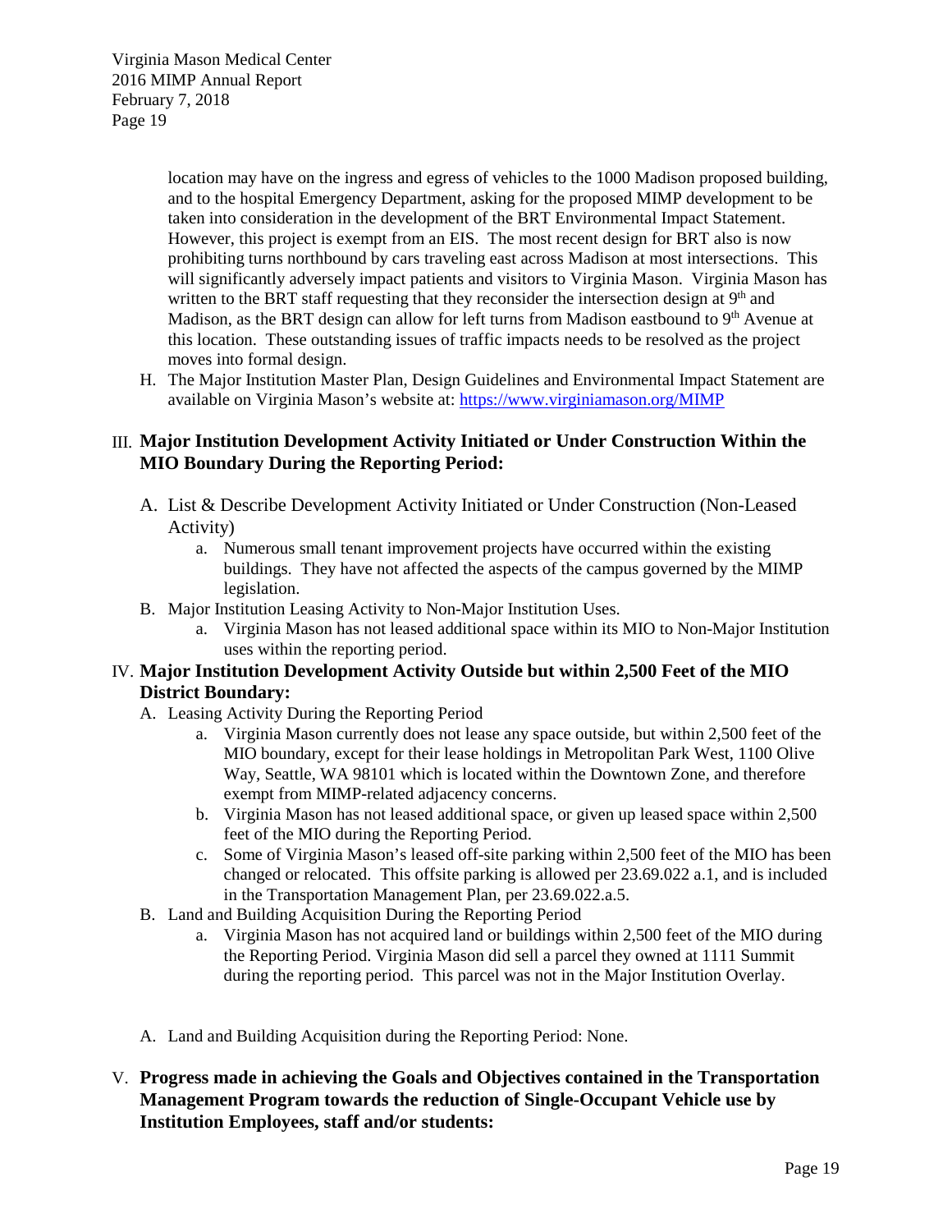location may have on the ingress and egress of vehicles to the 1000 Madison proposed building, and to the hospital Emergency Department, asking for the proposed MIMP development to be taken into consideration in the development of the BRT Environmental Impact Statement. However, this project is exempt from an EIS. The most recent design for BRT also is now prohibiting turns northbound by cars traveling east across Madison at most intersections. This will significantly adversely impact patients and visitors to Virginia Mason. Virginia Mason has written to the BRT staff requesting that they reconsider the intersection design at 9th and Madison, as the BRT design can allow for left turns from Madison eastbound to 9th Avenue at this location. These outstanding issues of traffic impacts needs to be resolved as the project moves into formal design.

H. The Major Institution Master Plan, Design Guidelines and Environmental Impact Statement are available on Virginia Mason's website at: https://www.virginiamason.org/MIMP

## III. Major Institution Development Activity Initiated or Under Construction Within the MIO Boundary During the Reporting Period:

A. List & Describe Development Activity Initiated or Under Construction (Non-Leased Activity)
   a. Numerous small tenant improvement projects have occurred within the existing buildings. They have not affected the aspects of the campus governed by the MIMP legislation.

B. Major Institution Leasing Activity to Non-Major Institution Uses.
   a. Virginia Mason has not leased additional space within its MIO to Non-Major Institution uses within the reporting period.

## IV. Major Institution Development Activity Outside but within 2,500 Feet of the MIO District Boundary:

A. Leasing Activity During the Reporting Period
   a. Virginia Mason currently does not lease any space outside, but within 2,500 feet of the MIO boundary, except for their lease holdings in Metropolitan Park West, 1100 Olive Way, Seattle, WA 98101 which is located within the Downtown Zone, and therefore exempt from MIMP-related adjacency concerns.
   b. Virginia Mason has not leased additional space, or given up leased space within 2,500 feet of the MIO during the Reporting Period.
   c. Some of Virginia Mason's leased off-site parking within 2,500 feet of the MIO has been changed or relocated. This offsite parking is allowed per 23.69.022 a.1, and is included in the Transportation Management Plan, per 23.69.022.a.5.

B. Land and Building Acquisition During the Reporting Period
   a. Virginia Mason has not acquired land or buildings within 2,500 feet of the MIO during the Reporting Period. Virginia Mason did sell a parcel they owned at 1111 Summit during the reporting period. This parcel was not in the Major Institution Overlay.

A. Land and Building Acquisition during the Reporting Period: None.

## V. Progress made in achieving the Goals and Objectives contained in the Transportation Management Program towards the reduction of Single-Occupant Vehicle use by Institution Employees, staff and/or students: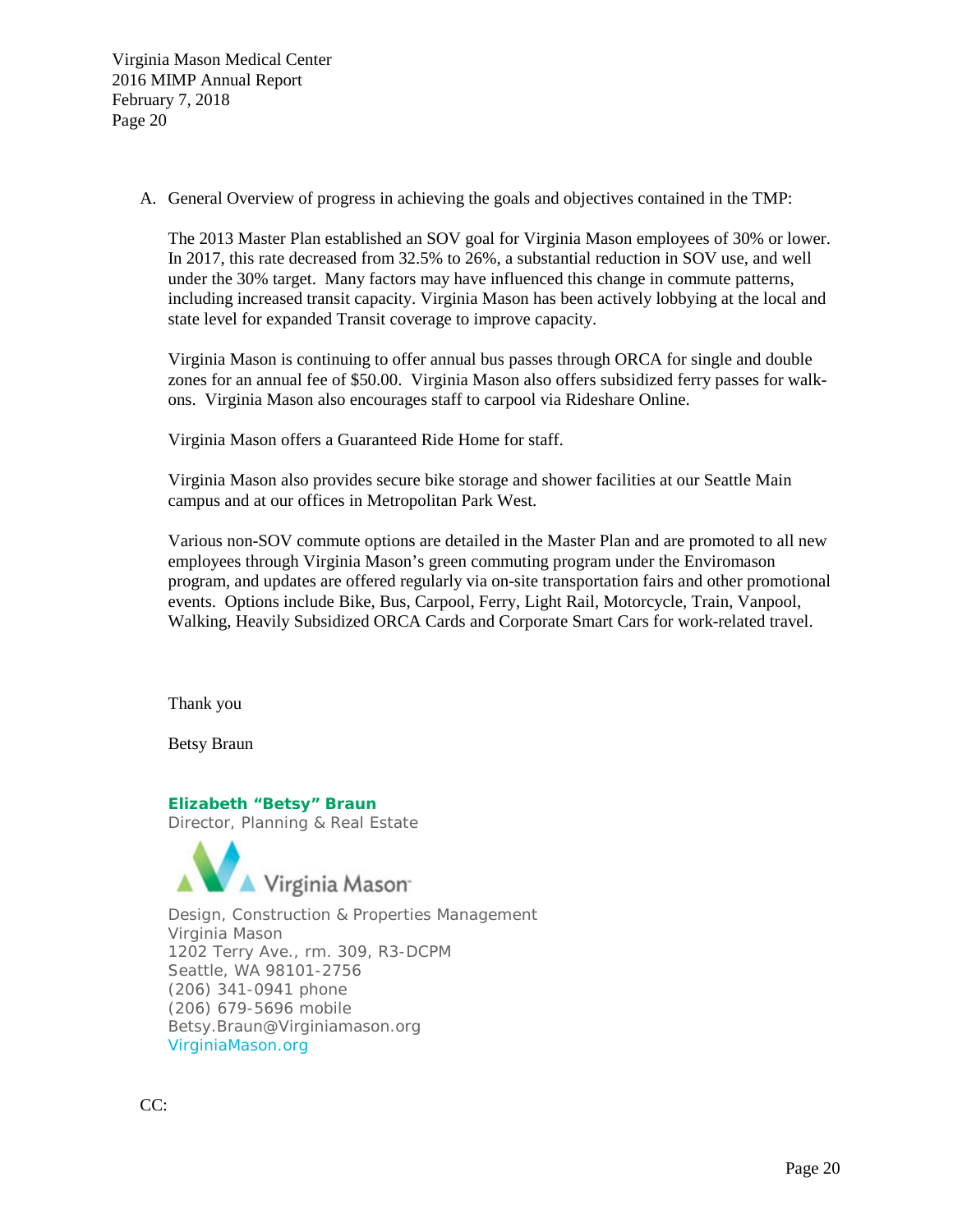A. General Overview of progress in achieving the goals and objectives contained in the TMP:

The 2013 Master Plan established an SOV goal for Virginia Mason employees of 30% or lower. In 2017, this rate decreased from 32.5% to 26%, a substantial reduction in SOV use, and well under the 30% target. Many factors may have influenced this change in commute patterns, including increased transit capacity. Virginia Mason has been actively lobbying at the local and state level for expanded Transit coverage to improve capacity.

Virginia Mason is continuing to offer annual bus passes through ORCA for single and double zones for an annual fee of $50.00. Virginia Mason also offers subsidized ferry passes for walk-ons. Virginia Mason also encourages staff to carpool via Rideshare Online.

Virginia Mason offers a Guaranteed Ride Home for staff.

Virginia Mason also provides secure bike storage and shower facilities at our Seattle Main campus and at our offices in Metropolitan Park West.

Various non-SOV commute options are detailed in the Master Plan and are promoted to all new employees through Virginia Mason's green commuting program under the Enviromason program, and updates are offered regularly via on-site transportation fairs and other promotional events. Options include Bike, Bus, Carpool, Ferry, Light Rail, Motorcycle, Train, Vanpool, Walking, Heavily Subsidized ORCA Cards and Corporate Smart Cars for work-related travel.

Thank you

Betsy Braun

**Elizabeth "Betsy" Braun**
Director, Planning & Real Estate

Virginia Mason

Design, Construction & Properties Management
Virginia Mason
1202 Terry Ave., rm. 309, R3-DCPM
Seattle, WA 98101-2756
(206) 341-0941 phone
(206) 679-5696 mobile
Betsy.Braun@Virginiamason.org
VirginiaMason.org

CC: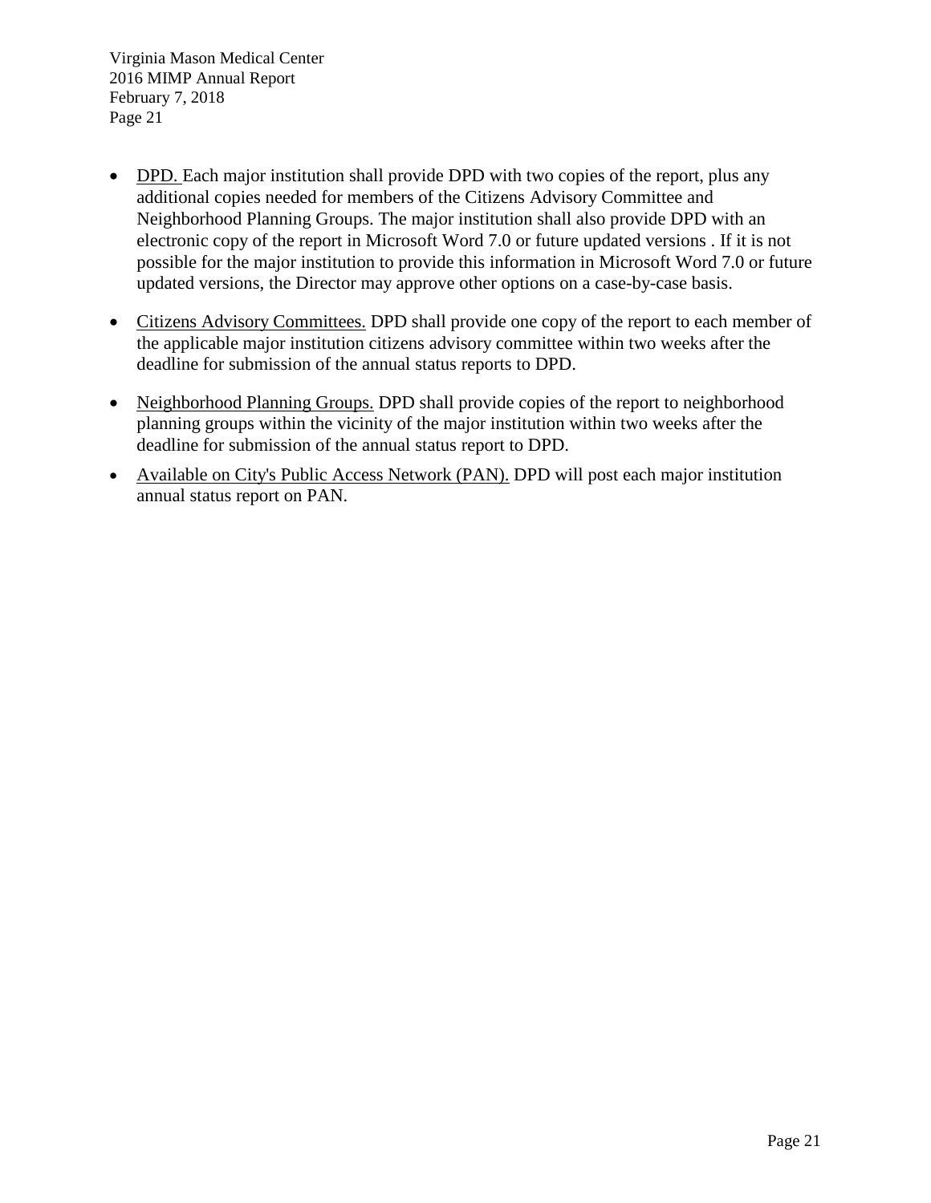- <u>DPD.</u> Each major institution shall provide DPD with two copies of the report, plus any additional copies needed for members of the Citizens Advisory Committee and Neighborhood Planning Groups. The major institution shall also provide DPD with an electronic copy of the report in Microsoft Word 7.0 or future updated versions . If it is not possible for the major institution to provide this information in Microsoft Word 7.0 or future updated versions, the Director may approve other options on a case-by-case basis.

- <u>Citizens Advisory Committees.</u> DPD shall provide one copy of the report to each member of the applicable major institution citizens advisory committee within two weeks after the deadline for submission of the annual status reports to DPD.

- <u>Neighborhood Planning Groups.</u> DPD shall provide copies of the report to neighborhood planning groups within the vicinity of the major institution within two weeks after the deadline for submission of the annual status report to DPD.

- <u>Available on City's Public Access Network (PAN).</u> DPD will post each major institution annual status report on PAN.